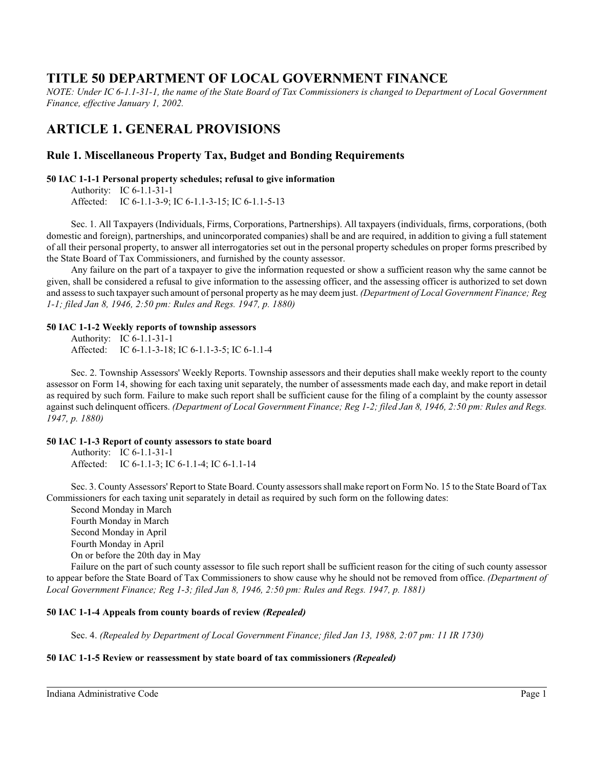# TITLE 50 DEPARTMENT OF LOCAL GOVERNMENT FINANCE

*NOTE: Under IC 6-1.1-31-1, the name of the State Board of Tax Commissioners is changed to Department of Local Government Finance, effective January 1, 2002.*

## ARTICLE 1. GENERAL PROVISIONS

### Rule 1. Miscellaneous Property Tax, Budget and Bonding Requirements

**50 IAC 1-1-1 Personal property schedules; refusal to give information**

Authority: IC 6-1.1-31-1
Affected: IC 6-1.1-3-9; IC 6-1.1-3-15; IC 6-1.1-5-13

Sec. 1. All Taxpayers (Individuals, Firms, Corporations, Partnerships). All taxpayers (individuals, firms, corporations, (both domestic and foreign), partnerships, and unincorporated companies) shall be and are required, in addition to giving a full statement of all their personal property, to answer all interrogatories set out in the personal property schedules on proper forms prescribed by the State Board of Tax Commissioners, and furnished by the county assessor.

Any failure on the part of a taxpayer to give the information requested or show a sufficient reason why the same cannot be given, shall be considered a refusal to give information to the assessing officer, and the assessing officer is authorized to set down and assess to such taxpayer such amount of personal property as he may deem just. *(Department of Local Government Finance; Reg 1-1; filed Jan 8, 1946, 2:50 pm: Rules and Regs. 1947, p. 1880)*

**50 IAC 1-1-2 Weekly reports of township assessors**

Authority: IC 6-1.1-31-1
Affected: IC 6-1.1-3-18; IC 6-1.1-3-5; IC 6-1.1-4

Sec. 2. Township Assessors' Weekly Reports. Township assessors and their deputies shall make weekly report to the county assessor on Form 14, showing for each taxing unit separately, the number of assessments made each day, and make report in detail as required by such form. Failure to make such report shall be sufficient cause for the filing of a complaint by the county assessor against such delinquent officers. *(Department of Local Government Finance; Reg 1-2; filed Jan 8, 1946, 2:50 pm: Rules and Regs. 1947, p. 1880)*

**50 IAC 1-1-3 Report of county assessors to state board**

Authority: IC 6-1.1-31-1
Affected: IC 6-1.1-3; IC 6-1.1-4; IC 6-1.1-14

Sec. 3. County Assessors' Report to State Board. County assessors shall make report on Form No. 15 to the State Board of Tax Commissioners for each taxing unit separately in detail as required by such form on the following dates:

Second Monday in March
Fourth Monday in March
Second Monday in April
Fourth Monday in April
On or before the 20th day in May

Failure on the part of such county assessor to file such report shall be sufficient reason for the citing of such county assessor to appear before the State Board of Tax Commissioners to show cause why he should not be removed from office. *(Department of Local Government Finance; Reg 1-3; filed Jan 8, 1946, 2:50 pm: Rules and Regs. 1947, p. 1881)*

**50 IAC 1-1-4 Appeals from county boards of review *(Repealed)***

Sec. 4. *(Repealed by Department of Local Government Finance; filed Jan 13, 1988, 2:07 pm: 11 IR 1730)*

**50 IAC 1-1-5 Review or reassessment by state board of tax commissioners *(Repealed)***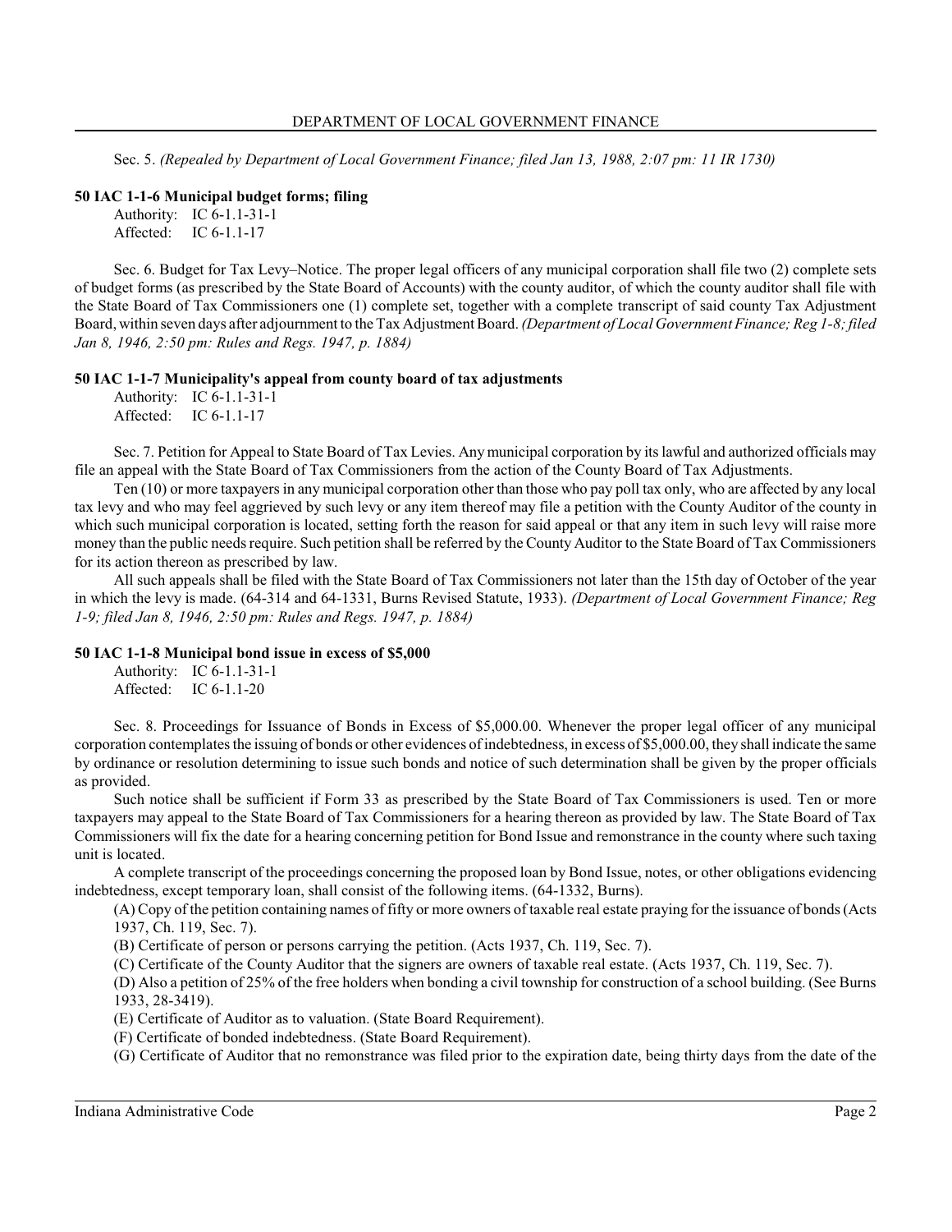Sec. 5. *(Repealed by Department of Local Government Finance; filed Jan 13, 1988, 2:07 pm: 11 IR 1730)*

**50 IAC 1-1-6 Municipal budget forms; filing**

Authority: IC 6-1.1-31-1
Affected: IC 6-1.1-17

Sec. 6. Budget for Tax Levy–Notice. The proper legal officers of any municipal corporation shall file two (2) complete sets of budget forms (as prescribed by the State Board of Accounts) with the county auditor, of which the county auditor shall file with the State Board of Tax Commissioners one (1) complete set, together with a complete transcript of said county Tax Adjustment Board, within seven days after adjournment to the Tax Adjustment Board. *(Department of Local Government Finance; Reg 1-8; filed Jan 8, 1946, 2:50 pm: Rules and Regs. 1947, p. 1884)*

**50 IAC 1-1-7 Municipality's appeal from county board of tax adjustments**

Authority: IC 6-1.1-31-1
Affected: IC 6-1.1-17

Sec. 7. Petition for Appeal to State Board of Tax Levies. Any municipal corporation by its lawful and authorized officials may file an appeal with the State Board of Tax Commissioners from the action of the County Board of Tax Adjustments.

Ten (10) or more taxpayers in any municipal corporation other than those who pay poll tax only, who are affected by any local tax levy and who may feel aggrieved by such levy or any item thereof may file a petition with the County Auditor of the county in which such municipal corporation is located, setting forth the reason for said appeal or that any item in such levy will raise more money than the public needs require. Such petition shall be referred by the County Auditor to the State Board of Tax Commissioners for its action thereon as prescribed by law.

All such appeals shall be filed with the State Board of Tax Commissioners not later than the 15th day of October of the year in which the levy is made. (64-314 and 64-1331, Burns Revised Statute, 1933). *(Department of Local Government Finance; Reg 1-9; filed Jan 8, 1946, 2:50 pm: Rules and Regs. 1947, p. 1884)*

**50 IAC 1-1-8 Municipal bond issue in excess of $5,000**

Authority: IC 6-1.1-31-1
Affected: IC 6-1.1-20

Sec. 8. Proceedings for Issuance of Bonds in Excess of $5,000.00. Whenever the proper legal officer of any municipal corporation contemplates the issuing of bonds or other evidences of indebtedness, in excess of $5,000.00, they shall indicate the same by ordinance or resolution determining to issue such bonds and notice of such determination shall be given by the proper officials as provided.

Such notice shall be sufficient if Form 33 as prescribed by the State Board of Tax Commissioners is used. Ten or more taxpayers may appeal to the State Board of Tax Commissioners for a hearing thereon as provided by law. The State Board of Tax Commissioners will fix the date for a hearing concerning petition for Bond Issue and remonstrance in the county where such taxing unit is located.

A complete transcript of the proceedings concerning the proposed loan by Bond Issue, notes, or other obligations evidencing indebtedness, except temporary loan, shall consist of the following items. (64-1332, Burns).

(A) Copy of the petition containing names of fifty or more owners of taxable real estate praying for the issuance of bonds (Acts 1937, Ch. 119, Sec. 7).

(B) Certificate of person or persons carrying the petition. (Acts 1937, Ch. 119, Sec. 7).

(C) Certificate of the County Auditor that the signers are owners of taxable real estate. (Acts 1937, Ch. 119, Sec. 7).

(D) Also a petition of 25% of the free holders when bonding a civil township for construction of a school building. (See Burns 1933, 28-3419).

(E) Certificate of Auditor as to valuation. (State Board Requirement).

(F) Certificate of bonded indebtedness. (State Board Requirement).

(G) Certificate of Auditor that no remonstrance was filed prior to the expiration date, being thirty days from the date of the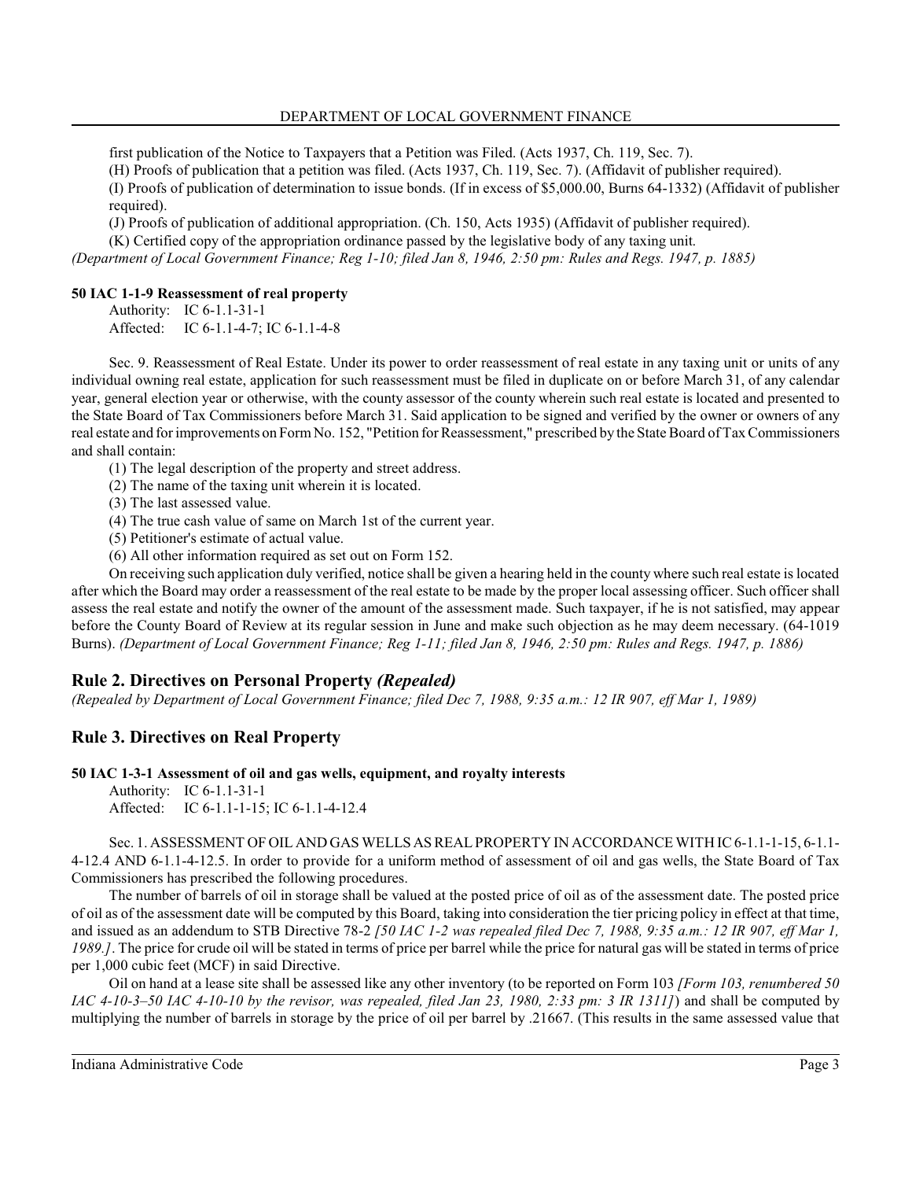first publication of the Notice to Taxpayers that a Petition was Filed. (Acts 1937, Ch. 119, Sec. 7).

(H) Proofs of publication that a petition was filed. (Acts 1937, Ch. 119, Sec. 7). (Affidavit of publisher required).

(I) Proofs of publication of determination to issue bonds. (If in excess of $5,000.00, Burns 64-1332) (Affidavit of publisher required).

(J) Proofs of publication of additional appropriation. (Ch. 150, Acts 1935) (Affidavit of publisher required).

(K) Certified copy of the appropriation ordinance passed by the legislative body of any taxing unit.

*(Department of Local Government Finance; Reg 1-10; filed Jan 8, 1946, 2:50 pm: Rules and Regs. 1947, p. 1885)*

**50 IAC 1-1-9 Reassessment of real property**

Authority: IC 6-1.1-31-1
Affected: IC 6-1.1-4-7; IC 6-1.1-4-8

Sec. 9. Reassessment of Real Estate. Under its power to order reassessment of real estate in any taxing unit or units of any individual owning real estate, application for such reassessment must be filed in duplicate on or before March 31, of any calendar year, general election year or otherwise, with the county assessor of the county wherein such real estate is located and presented to the State Board of Tax Commissioners before March 31. Said application to be signed and verified by the owner or owners of any real estate and for improvements on Form No. 152, "Petition for Reassessment," prescribed by the State Board of Tax Commissioners and shall contain:

(1) The legal description of the property and street address.
(2) The name of the taxing unit wherein it is located.
(3) The last assessed value.
(4) The true cash value of same on March 1st of the current year.
(5) Petitioner's estimate of actual value.
(6) All other information required as set out on Form 152.

On receiving such application duly verified, notice shall be given a hearing held in the county where such real estate is located after which the Board may order a reassessment of the real estate to be made by the proper local assessing officer. Such officer shall assess the real estate and notify the owner of the amount of the assessment made. Such taxpayer, if he is not satisfied, may appear before the County Board of Review at its regular session in June and make such objection as he may deem necessary. (64-1019 Burns). *(Department of Local Government Finance; Reg 1-11; filed Jan 8, 1946, 2:50 pm: Rules and Regs. 1947, p. 1886)*

## Rule 2. Directives on Personal Property *(Repealed)*

*(Repealed by Department of Local Government Finance; filed Dec 7, 1988, 9:35 a.m.: 12 IR 907, eff Mar 1, 1989)*

## Rule 3. Directives on Real Property

**50 IAC 1-3-1 Assessment of oil and gas wells, equipment, and royalty interests**

Authority: IC 6-1.1-31-1
Affected: IC 6-1.1-1-15; IC 6-1.1-4-12.4

Sec. 1. ASSESSMENT OF OIL AND GAS WELLS AS REAL PROPERTY IN ACCORDANCE WITH IC 6-1.1-1-15, 6-1.1-4-12.4 AND 6-1.1-4-12.5. In order to provide for a uniform method of assessment of oil and gas wells, the State Board of Tax Commissioners has prescribed the following procedures.

The number of barrels of oil in storage shall be valued at the posted price of oil as of the assessment date. The posted price of oil as of the assessment date will be computed by this Board, taking into consideration the tier pricing policy in effect at that time, and issued as an addendum to STB Directive 78-2 *[50 IAC 1-2 was repealed filed Dec 7, 1988, 9:35 a.m.: 12 IR 907, eff Mar 1, 1989.]*. The price for crude oil will be stated in terms of price per barrel while the price for natural gas will be stated in terms of price per 1,000 cubic feet (MCF) in said Directive.

Oil on hand at a lease site shall be assessed like any other inventory (to be reported on Form 103 *[Form 103, renumbered 50 IAC 4-10-3–50 IAC 4-10-10 by the revisor, was repealed, filed Jan 23, 1980, 2:33 pm: 3 IR 1311]*) and shall be computed by multiplying the number of barrels in storage by the price of oil per barrel by .21667. (This results in the same assessed value that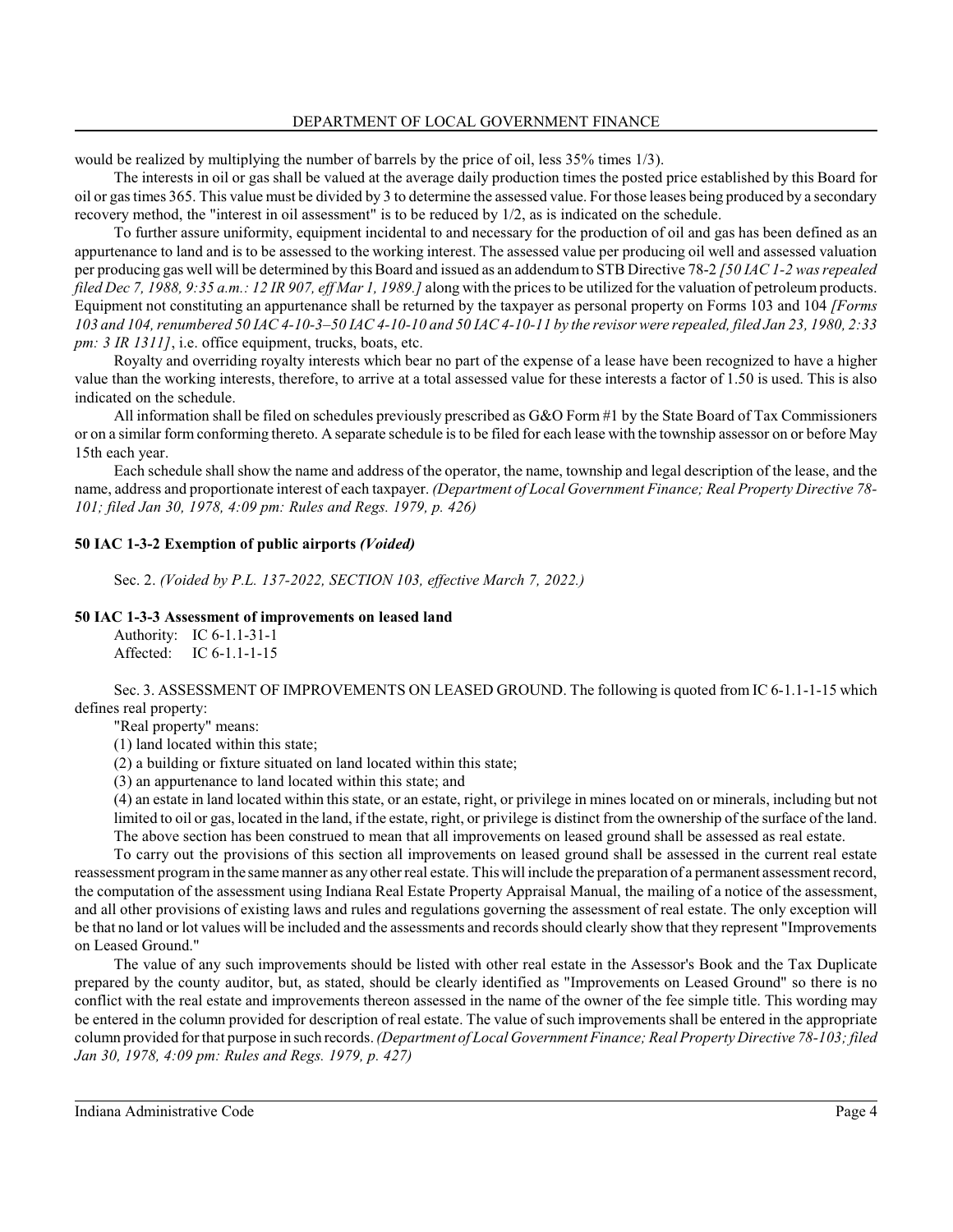would be realized by multiplying the number of barrels by the price of oil, less 35% times 1/3).

The interests in oil or gas shall be valued at the average daily production times the posted price established by this Board for oil or gas times 365. This value must be divided by 3 to determine the assessed value. For those leases being produced by a secondary recovery method, the "interest in oil assessment" is to be reduced by 1/2, as is indicated on the schedule.

To further assure uniformity, equipment incidental to and necessary for the production of oil and gas has been defined as an appurtenance to land and is to be assessed to the working interest. The assessed value per producing oil well and assessed valuation per producing gas well will be determined by this Board and issued as an addendum to STB Directive 78-2 *[50 IAC 1-2 was repealed filed Dec 7, 1988, 9:35 a.m.: 12 IR 907, eff Mar 1, 1989.]* along with the prices to be utilized for the valuation of petroleum products. Equipment not constituting an appurtenance shall be returned by the taxpayer as personal property on Forms 103 and 104 *[Forms 103 and 104, renumbered 50 IAC 4-10-3–50 IAC 4-10-10 and 50 IAC 4-10-11 by the revisor were repealed, filed Jan 23, 1980, 2:33 pm: 3 IR 1311]*, i.e. office equipment, trucks, boats, etc.

Royalty and overriding royalty interests which bear no part of the expense of a lease have been recognized to have a higher value than the working interests, therefore, to arrive at a total assessed value for these interests a factor of 1.50 is used. This is also indicated on the schedule.

All information shall be filed on schedules previously prescribed as G&O Form #1 by the State Board of Tax Commissioners or on a similar form conforming thereto. A separate schedule is to be filed for each lease with the township assessor on or before May 15th each year.

Each schedule shall show the name and address of the operator, the name, township and legal description of the lease, and the name, address and proportionate interest of each taxpayer. *(Department of Local Government Finance; Real Property Directive 78-101; filed Jan 30, 1978, 4:09 pm: Rules and Regs. 1979, p. 426)*

**50 IAC 1-3-2 Exemption of public airports *(Voided)***

Sec. 2. *(Voided by P.L. 137-2022, SECTION 103, effective March 7, 2022.)*

**50 IAC 1-3-3 Assessment of improvements on leased land**

Authority: IC 6-1.1-31-1
Affected: IC 6-1.1-1-15

Sec. 3. ASSESSMENT OF IMPROVEMENTS ON LEASED GROUND. The following is quoted from IC 6-1.1-1-15 which defines real property:

"Real property" means:

(1) land located within this state;

(2) a building or fixture situated on land located within this state;

(3) an appurtenance to land located within this state; and

(4) an estate in land located within this state, or an estate, right, or privilege in mines located on or minerals, including but not limited to oil or gas, located in the land, if the estate, right, or privilege is distinct from the ownership of the surface of the land.

The above section has been construed to mean that all improvements on leased ground shall be assessed as real estate.

To carry out the provisions of this section all improvements on leased ground shall be assessed in the current real estate reassessment program in the same manner as any other real estate. This will include the preparation of a permanent assessment record, the computation of the assessment using Indiana Real Estate Property Appraisal Manual, the mailing of a notice of the assessment, and all other provisions of existing laws and rules and regulations governing the assessment of real estate. The only exception will be that no land or lot values will be included and the assessments and records should clearly show that they represent "Improvements on Leased Ground."

The value of any such improvements should be listed with other real estate in the Assessor's Book and the Tax Duplicate prepared by the county auditor, but, as stated, should be clearly identified as "Improvements on Leased Ground" so there is no conflict with the real estate and improvements thereon assessed in the name of the owner of the fee simple title. This wording may be entered in the column provided for description of real estate. The value of such improvements shall be entered in the appropriate column provided for that purpose in such records. *(Department of Local Government Finance; Real Property Directive 78-103; filed Jan 30, 1978, 4:09 pm: Rules and Regs. 1979, p. 427)*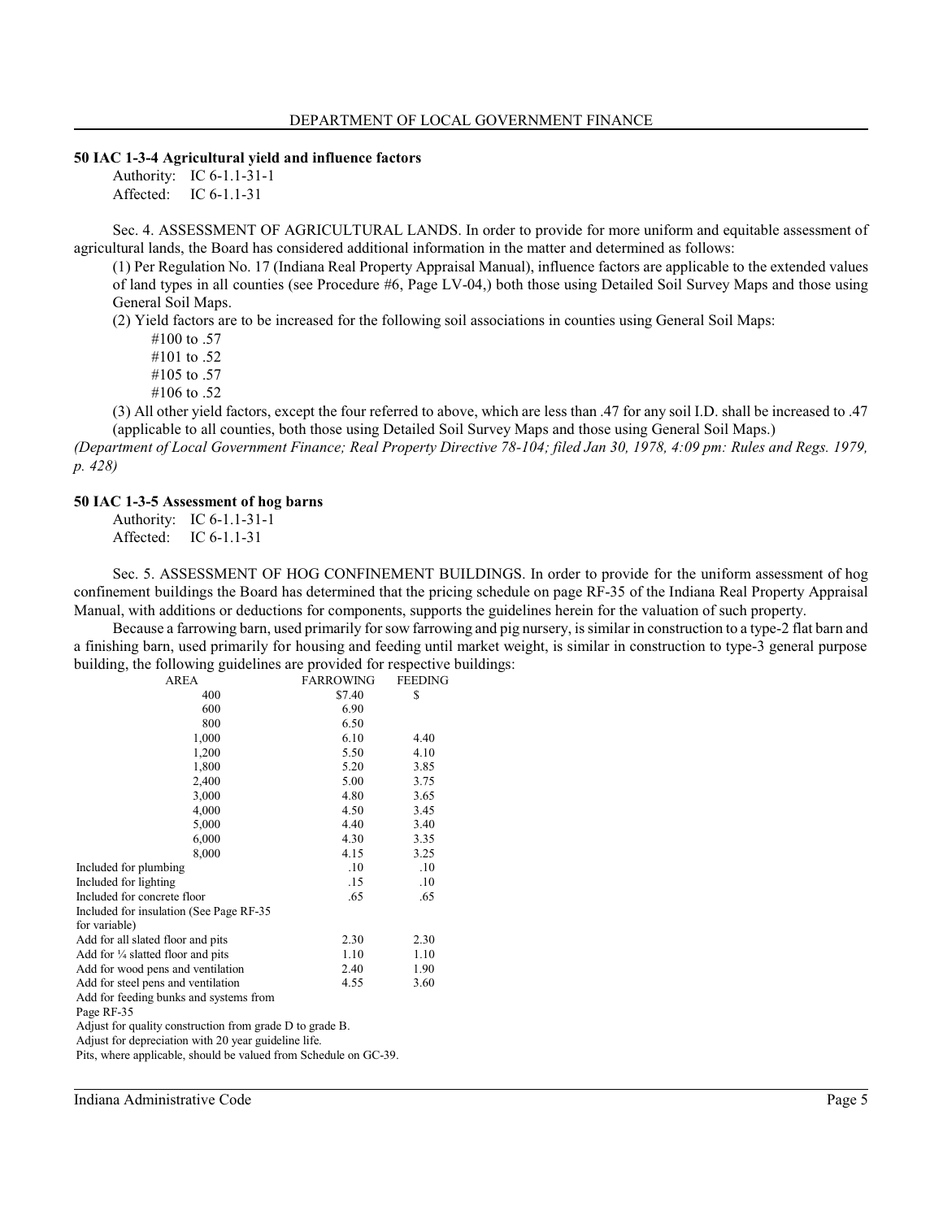## 50 IAC 1-3-4 Agricultural yield and influence factors

Authority: IC 6-1.1-31-1
Affected: IC 6-1.1-31

Sec. 4. ASSESSMENT OF AGRICULTURAL LANDS. In order to provide for more uniform and equitable assessment of agricultural lands, the Board has considered additional information in the matter and determined as follows:

(1) Per Regulation No. 17 (Indiana Real Property Appraisal Manual), influence factors are applicable to the extended values of land types in all counties (see Procedure #6, Page LV-04,) both those using Detailed Soil Survey Maps and those using General Soil Maps.

(2) Yield factors are to be increased for the following soil associations in counties using General Soil Maps:

#100 to .57
#101 to .52
#105 to .57
#106 to .52

(3) All other yield factors, except the four referred to above, which are less than .47 for any soil I.D. shall be increased to .47 (applicable to all counties, both those using Detailed Soil Survey Maps and those using General Soil Maps.)

*(Department of Local Government Finance; Real Property Directive 78-104; filed Jan 30, 1978, 4:09 pm: Rules and Regs. 1979, p. 428)*

## 50 IAC 1-3-5 Assessment of hog barns

Authority: IC 6-1.1-31-1
Affected: IC 6-1.1-31

Sec. 5. ASSESSMENT OF HOG CONFINEMENT BUILDINGS. In order to provide for the uniform assessment of hog confinement buildings the Board has determined that the pricing schedule on page RF-35 of the Indiana Real Property Appraisal Manual, with additions or deductions for components, supports the guidelines herein for the valuation of such property.

Because a farrowing barn, used primarily for sow farrowing and pig nursery, is similar in construction to a type-2 flat barn and a finishing barn, used primarily for housing and feeding until market weight, is similar in construction to type-3 general purpose building, the following guidelines are provided for respective buildings:

| AREA | FARROWING | FEEDING |
|---|---|---|
| 400 | $7.40 | $ |
| 600 | 6.90 | |
| 800 | 6.50 | |
| 1,000 | 6.10 | 4.40 |
| 1,200 | 5.50 | 4.10 |
| 1,800 | 5.20 | 3.85 |
| 2,400 | 5.00 | 3.75 |
| 3,000 | 4.80 | 3.65 |
| 4,000 | 4.50 | 3.45 |
| 5,000 | 4.40 | 3.40 |
| 6,000 | 4.30 | 3.35 |
| 8,000 | 4.15 | 3.25 |
| Included for plumbing | .10 | .10 |
| Included for lighting | .15 | .10 |
| Included for concrete floor | .65 | .65 |
| Included for insulation (See Page RF-35 for variable) | | |
| Add for all slated floor and pits | 2.30 | 2.30 |
| Add for ¼ slatted floor and pits | 1.10 | 1.10 |
| Add for wood pens and ventilation | 2.40 | 1.90 |
| Add for steel pens and ventilation | 4.55 | 3.60 |
| Add for feeding bunks and systems from Page RF-35 | | |

Adjust for quality construction from grade D to grade B.
Adjust for depreciation with 20 year guideline life.
Pits, where applicable, should be valued from Schedule on GC-39.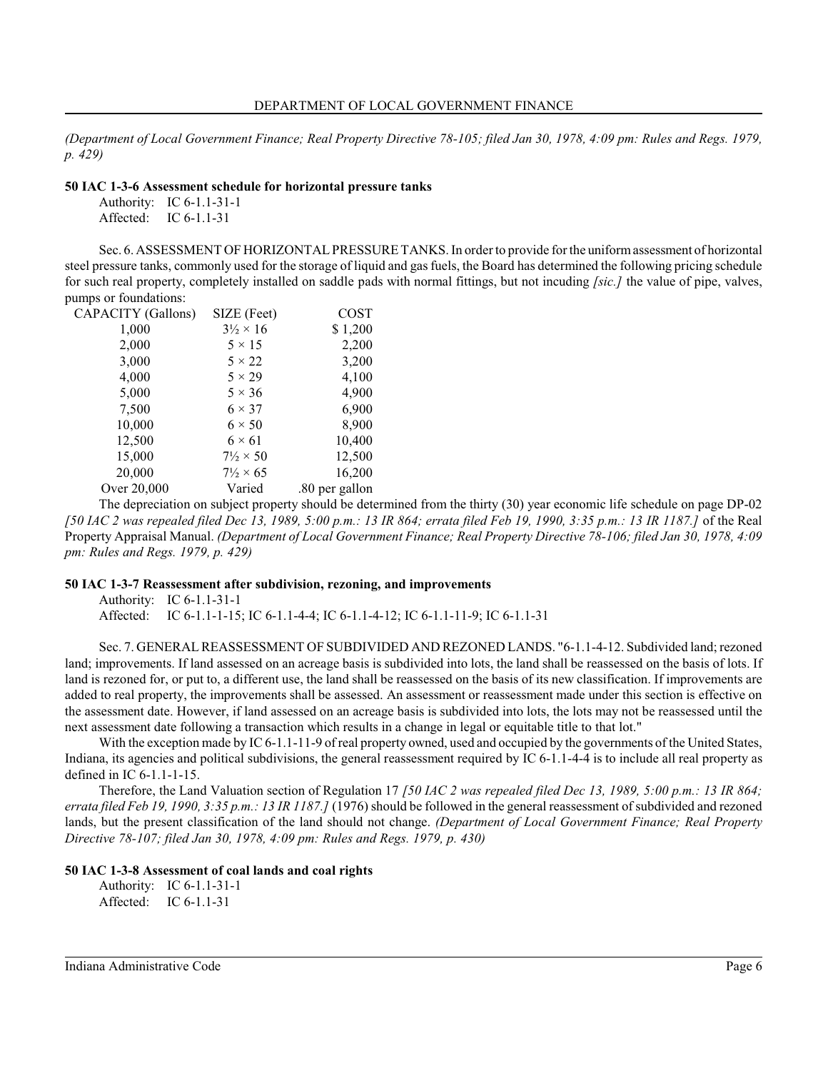*(Department of Local Government Finance; Real Property Directive 78-105; filed Jan 30, 1978, 4:09 pm: Rules and Regs. 1979, p. 429)*

**50 IAC 1-3-6 Assessment schedule for horizontal pressure tanks**

Authority: IC 6-1.1-31-1
Affected: IC 6-1.1-31

Sec. 6. ASSESSMENT OF HORIZONTAL PRESSURE TANKS. In order to provide for the uniform assessment of horizontal steel pressure tanks, commonly used for the storage of liquid and gas fuels, the Board has determined the following pricing schedule for such real property, completely installed on saddle pads with normal fittings, but not incuding *[sic.]* the value of pipe, valves, pumps or foundations:

| CAPACITY (Gallons) | SIZE (Feet) | COST |
|---|---|---|
| 1,000 | 3½ × 16 | $ 1,200 |
| 2,000 | 5 × 15 | 2,200 |
| 3,000 | 5 × 22 | 3,200 |
| 4,000 | 5 × 29 | 4,100 |
| 5,000 | 5 × 36 | 4,900 |
| 7,500 | 6 × 37 | 6,900 |
| 10,000 | 6 × 50 | 8,900 |
| 12,500 | 6 × 61 | 10,400 |
| 15,000 | 7½ × 50 | 12,500 |
| 20,000 | 7½ × 65 | 16,200 |
| Over 20,000 | Varied | .80 per gallon |

The depreciation on subject property should be determined from the thirty (30) year economic life schedule on page DP-02 *[50 IAC 2 was repealed filed Dec 13, 1989, 5:00 p.m.: 13 IR 864; errata filed Feb 19, 1990, 3:35 p.m.: 13 IR 1187.]* of the Real Property Appraisal Manual. *(Department of Local Government Finance; Real Property Directive 78-106; filed Jan 30, 1978, 4:09 pm: Rules and Regs. 1979, p. 429)*

**50 IAC 1-3-7 Reassessment after subdivision, rezoning, and improvements**

Authority: IC 6-1.1-31-1
Affected: IC 6-1.1-1-15; IC 6-1.1-4-4; IC 6-1.1-4-12; IC 6-1.1-11-9; IC 6-1.1-31

Sec. 7. GENERAL REASSESSMENT OF SUBDIVIDED AND REZONED LANDS. "6-1.1-4-12. Subdivided land; rezoned land; improvements. If land assessed on an acreage basis is subdivided into lots, the land shall be reassessed on the basis of lots. If land is rezoned for, or put to, a different use, the land shall be reassessed on the basis of its new classification. If improvements are added to real property, the improvements shall be assessed. An assessment or reassessment made under this section is effective on the assessment date. However, if land assessed on an acreage basis is subdivided into lots, the lots may not be reassessed until the next assessment date following a transaction which results in a change in legal or equitable title to that lot."

With the exception made by IC 6-1.1-11-9 of real property owned, used and occupied by the governments of the United States, Indiana, its agencies and political subdivisions, the general reassessment required by IC 6-1.1-4-4 is to include all real property as defined in IC 6-1.1-1-15.

Therefore, the Land Valuation section of Regulation 17 *[50 IAC 2 was repealed filed Dec 13, 1989, 5:00 p.m.: 13 IR 864; errata filed Feb 19, 1990, 3:35 p.m.: 13 IR 1187.]* (1976) should be followed in the general reassessment of subdivided and rezoned lands, but the present classification of the land should not change. *(Department of Local Government Finance; Real Property Directive 78-107; filed Jan 30, 1978, 4:09 pm: Rules and Regs. 1979, p. 430)*

**50 IAC 1-3-8 Assessment of coal lands and coal rights**

Authority: IC 6-1.1-31-1
Affected: IC 6-1.1-31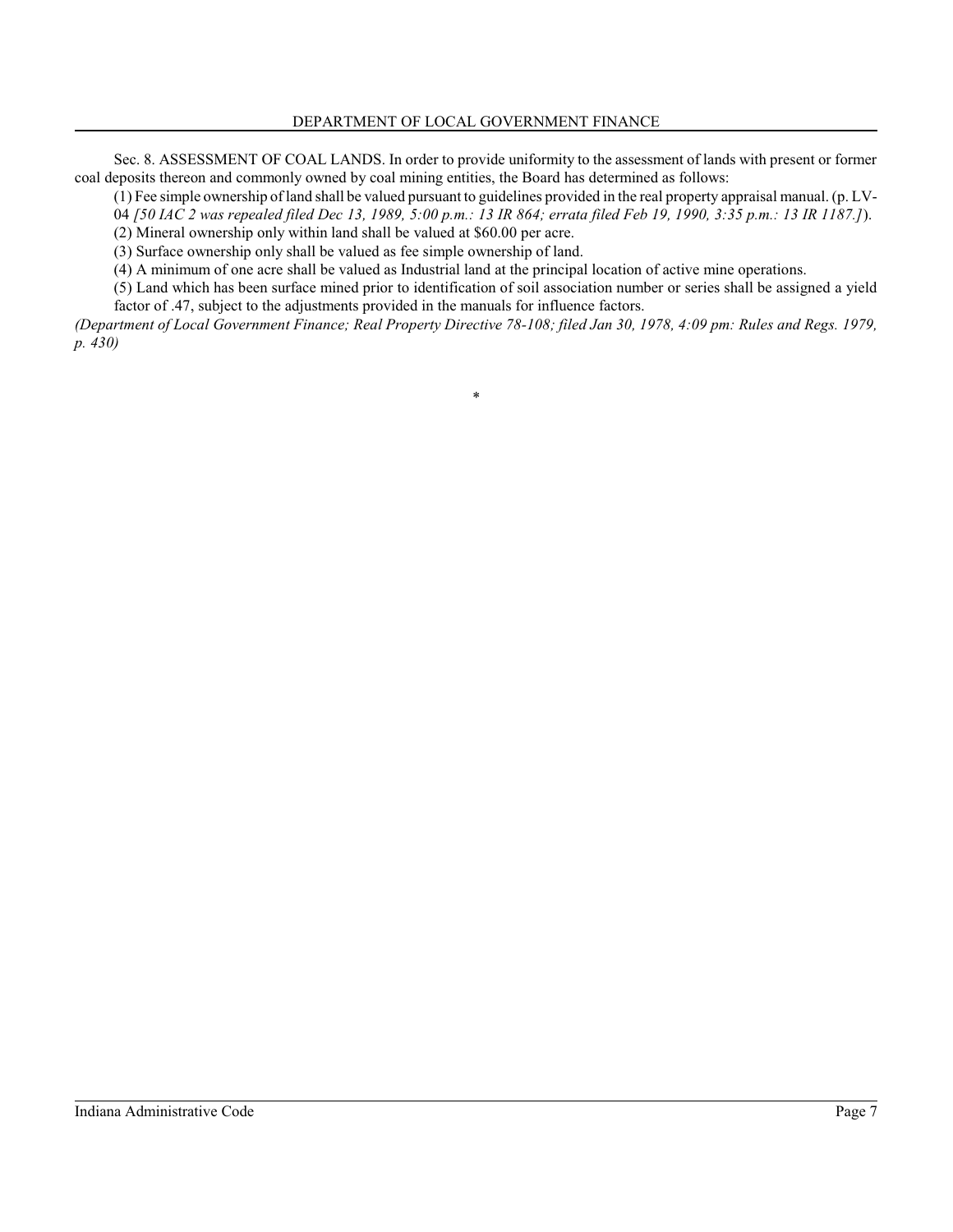Sec. 8. ASSESSMENT OF COAL LANDS. In order to provide uniformity to the assessment of lands with present or former coal deposits thereon and commonly owned by coal mining entities, the Board has determined as follows:

(1) Fee simple ownership of land shall be valued pursuant to guidelines provided in the real property appraisal manual. (p. LV-04 *[50 IAC 2 was repealed filed Dec 13, 1989, 5:00 p.m.: 13 IR 864; errata filed Feb 19, 1990, 3:35 p.m.: 13 IR 1187.]*).

(2) Mineral ownership only within land shall be valued at $60.00 per acre.

(3) Surface ownership only shall be valued as fee simple ownership of land.

(4) A minimum of one acre shall be valued as Industrial land at the principal location of active mine operations.

(5) Land which has been surface mined prior to identification of soil association number or series shall be assigned a yield factor of .47, subject to the adjustments provided in the manuals for influence factors.

*(Department of Local Government Finance; Real Property Directive 78-108; filed Jan 30, 1978, 4:09 pm: Rules and Regs. 1979, p. 430)*

*